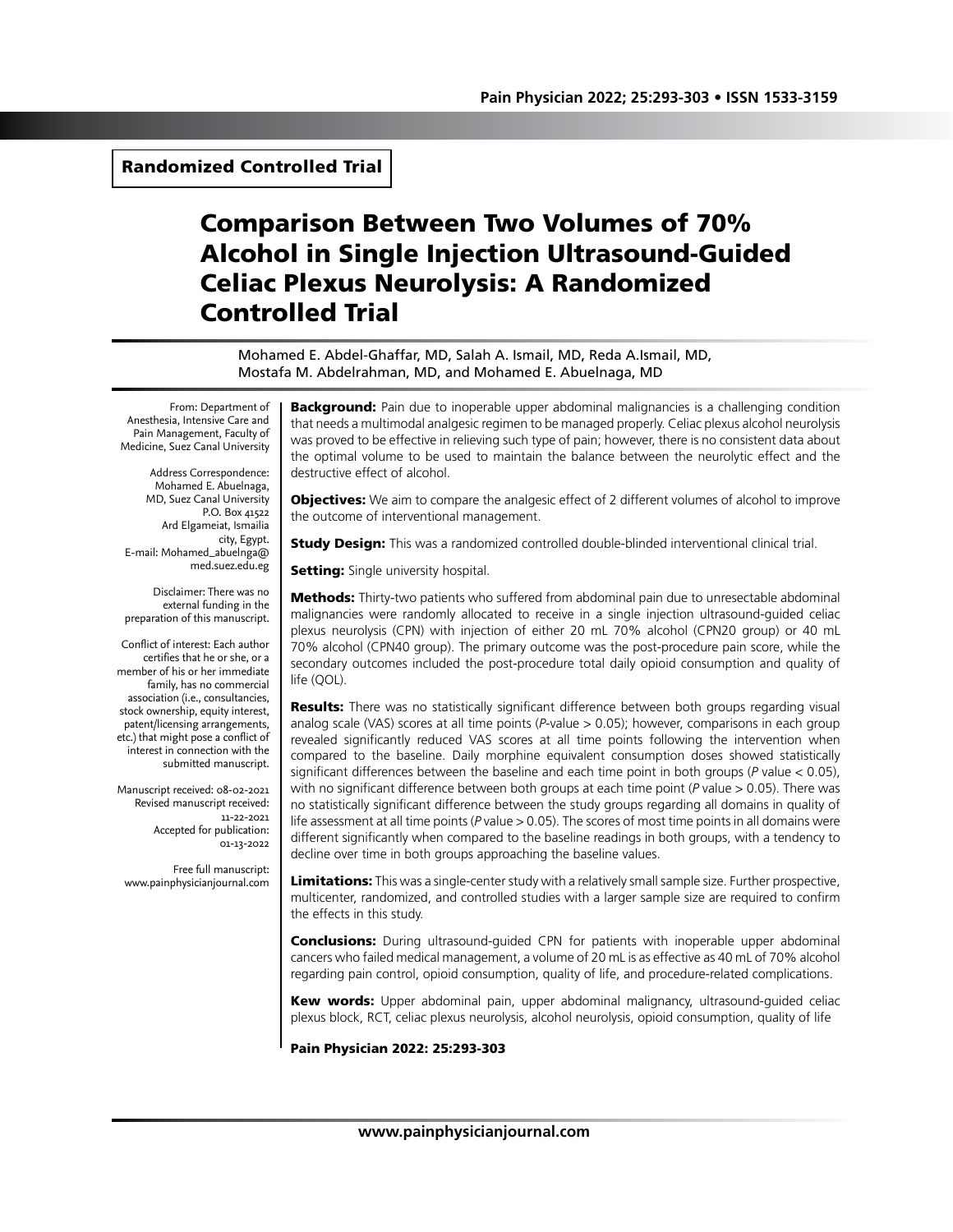Randomized Controlled Trial

# Comparison Between Two Volumes of 70% Alcohol in Single Injection Ultrasound-Guided Celiac Plexus Neurolysis: A Randomized Controlled Trial

Mohamed E. Abdel-Ghaffar, MD, Salah A. Ismail, MD, Reda A.Ismail, MD, Mostafa M. Abdelrahman, MD, and Mohamed E. Abuelnaga, MD

From: Department of Anesthesia, Intensive Care and Pain Management, Faculty of Medicine, Suez Canal University

Address Correspondence: Mohamed E. Abuelnaga, MD, Suez Canal University P.O. Box 41522 Ard Elgameiat, Ismailia city, Egypt. E-mail: Mohamed_abuelnga@med.suez.edu.eg

Disclaimer: There was no external funding in the preparation of this manuscript.

Conflict of interest: Each author certifies that he or she, or a member of his or her immediate family, has no commercial association (i.e., consultancies, stock ownership, equity interest, patent/licensing arrangements, etc.) that might pose a conflict of interest in connection with the submitted manuscript.

Manuscript received: 08-02-2021
Revised manuscript received: 11-22-2021
Accepted for publication: 01-13-2022

Free full manuscript: www.painphysicianjournal.com

**Background:** Pain due to inoperable upper abdominal malignancies is a challenging condition that needs a multimodal analgesic regimen to be managed properly. Celiac plexus alcohol neurolysis was proved to be effective in relieving such type of pain; however, there is no consistent data about the optimal volume to be used to maintain the balance between the neurolytic effect and the destructive effect of alcohol.

**Objectives:** We aim to compare the analgesic effect of 2 different volumes of alcohol to improve the outcome of interventional management.

**Study Design:** This was a randomized controlled double-blinded interventional clinical trial.

**Setting:** Single university hospital.

**Methods:** Thirty-two patients who suffered from abdominal pain due to unresectable abdominal malignancies were randomly allocated to receive in a single injection ultrasound-guided celiac plexus neurolysis (CPN) with injection of either 20 mL 70% alcohol (CPN20 group) or 40 mL 70% alcohol (CPN40 group). The primary outcome was the post-procedure pain score, while the secondary outcomes included the post-procedure total daily opioid consumption and quality of life (QOL).

**Results:** There was no statistically significant difference between both groups regarding visual analog scale (VAS) scores at all time points (*P*-value > 0.05); however, comparisons in each group revealed significantly reduced VAS scores at all time points following the intervention when compared to the baseline. Daily morphine equivalent consumption doses showed statistically significant differences between the baseline and each time point in both groups (*P* value < 0.05), with no significant difference between both groups at each time point (*P* value > 0.05). There was no statistically significant difference between the study groups regarding all domains in quality of life assessment at all time points (*P* value > 0.05). The scores of most time points in all domains were different significantly when compared to the baseline readings in both groups, with a tendency to decline over time in both groups approaching the baseline values.

**Limitations:** This was a single-center study with a relatively small sample size. Further prospective, multicenter, randomized, and controlled studies with a larger sample size are required to confirm the effects in this study.

**Conclusions:** During ultrasound-guided CPN for patients with inoperable upper abdominal cancers who failed medical management, a volume of 20 mL is as effective as 40 mL of 70% alcohol regarding pain control, opioid consumption, quality of life, and procedure-related complications.

**Kew words:** Upper abdominal pain, upper abdominal malignancy, ultrasound-guided celiac plexus block, RCT, celiac plexus neurolysis, alcohol neurolysis, opioid consumption, quality of life

**Pain Physician 2022: 25:293-303**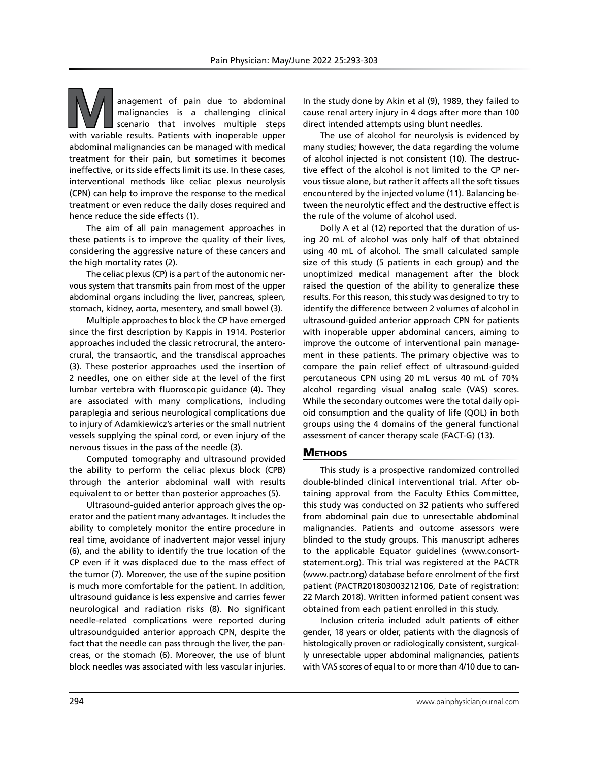Management of pain due to abdominal malignancies is a challenging clinical scenario that involves multiple steps with variable results. Patients with inoperable upper abdominal malignancies can be managed with medical treatment for their pain, but sometimes it becomes ineffective, or its side effects limit its use. In these cases, interventional methods like celiac plexus neurolysis (CPN) can help to improve the response to the medical treatment or even reduce the daily doses required and hence reduce the side effects (1).

The aim of all pain management approaches in these patients is to improve the quality of their lives, considering the aggressive nature of these cancers and the high mortality rates (2).

The celiac plexus (CP) is a part of the autonomic nervous system that transmits pain from most of the upper abdominal organs including the liver, pancreas, spleen, stomach, kidney, aorta, mesentery, and small bowel (3).

Multiple approaches to block the CP have emerged since the first description by Kappis in 1914. Posterior approaches included the classic retrocrural, the anterocrural, the transaortic, and the transdiscal approaches (3). These posterior approaches used the insertion of 2 needles, one on either side at the level of the first lumbar vertebra with fluoroscopic guidance (4). They are associated with many complications, including paraplegia and serious neurological complications due to injury of Adamkiewicz's arteries or the small nutrient vessels supplying the spinal cord, or even injury of the nervous tissues in the pass of the needle (3).

Computed tomography and ultrasound provided the ability to perform the celiac plexus block (CPB) through the anterior abdominal wall with results equivalent to or better than posterior approaches (5).

Ultrasound-guided anterior approach gives the operator and the patient many advantages. It includes the ability to completely monitor the entire procedure in real time, avoidance of inadvertent major vessel injury (6), and the ability to identify the true location of the CP even if it was displaced due to the mass effect of the tumor (7). Moreover, the use of the supine position is much more comfortable for the patient. In addition, ultrasound guidance is less expensive and carries fewer neurological and radiation risks (8). No significant needle-related complications were reported during ultrasoundguided anterior approach CPN, despite the fact that the needle can pass through the liver, the pancreas, or the stomach (6). Moreover, the use of blunt block needles was associated with less vascular injuries. In the study done by Akin et al (9), 1989, they failed to cause renal artery injury in 4 dogs after more than 100 direct intended attempts using blunt needles.

The use of alcohol for neurolysis is evidenced by many studies; however, the data regarding the volume of alcohol injected is not consistent (10). The destructive effect of the alcohol is not limited to the CP nervous tissue alone, but rather it affects all the soft tissues encountered by the injected volume (11). Balancing between the neurolytic effect and the destructive effect is the rule of the volume of alcohol used.

Dolly A et al (12) reported that the duration of using 20 mL of alcohol was only half of that obtained using 40 mL of alcohol. The small calculated sample size of this study (5 patients in each group) and the unoptimized medical management after the block raised the question of the ability to generalize these results. For this reason, this study was designed to try to identify the difference between 2 volumes of alcohol in ultrasound-guided anterior approach CPN for patients with inoperable upper abdominal cancers, aiming to improve the outcome of interventional pain management in these patients. The primary objective was to compare the pain relief effect of ultrasound-guided percutaneous CPN using 20 mL versus 40 mL of 70% alcohol regarding visual analog scale (VAS) scores. While the secondary outcomes were the total daily opioid consumption and the quality of life (QOL) in both groups using the 4 domains of the general functional assessment of cancer therapy scale (FACT-G) (13).

## Methods

This study is a prospective randomized controlled double-blinded clinical interventional trial. After obtaining approval from the Faculty Ethics Committee, this study was conducted on 32 patients who suffered from abdominal pain due to unresectable abdominal malignancies. Patients and outcome assessors were blinded to the study groups. This manuscript adheres to the applicable Equator guidelines (www.consort-statement.org). This trial was registered at the PACTR (www.pactr.org) database before enrolment of the first patient (PACTR201803003212106, Date of registration: 22 March 2018). Written informed patient consent was obtained from each patient enrolled in this study.

Inclusion criteria included adult patients of either gender, 18 years or older, patients with the diagnosis of histologically proven or radiologically consistent, surgically unresectable upper abdominal malignancies, patients with VAS scores of equal to or more than 4/10 due to can-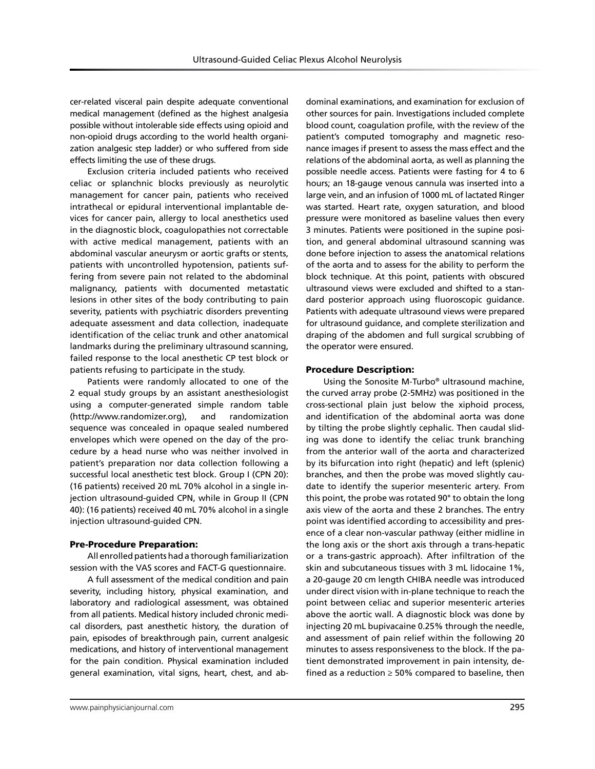cer-related visceral pain despite adequate conventional medical management (defined as the highest analgesia possible without intolerable side effects using opioid and non-opioid drugs according to the world health organization analgesic step ladder) or who suffered from side effects limiting the use of these drugs.

Exclusion criteria included patients who received celiac or splanchnic blocks previously as neurolytic management for cancer pain, patients who received intrathecal or epidural interventional implantable devices for cancer pain, allergy to local anesthetics used in the diagnostic block, coagulopathies not correctable with active medical management, patients with an abdominal vascular aneurysm or aortic grafts or stents, patients with uncontrolled hypotension, patients suffering from severe pain not related to the abdominal malignancy, patients with documented metastatic lesions in other sites of the body contributing to pain severity, patients with psychiatric disorders preventing adequate assessment and data collection, inadequate identification of the celiac trunk and other anatomical landmarks during the preliminary ultrasound scanning, failed response to the local anesthetic CP test block or patients refusing to participate in the study.

Patients were randomly allocated to one of the 2 equal study groups by an assistant anesthesiologist using a computer-generated simple random table (http://www.randomizer.org), and randomization sequence was concealed in opaque sealed numbered envelopes which were opened on the day of the procedure by a head nurse who was neither involved in patient's preparation nor data collection following a successful local anesthetic test block. Group I (CPN 20): (16 patients) received 20 mL 70% alcohol in a single injection ultrasound-guided CPN, while in Group II (CPN 40): (16 patients) received 40 mL 70% alcohol in a single injection ultrasound-guided CPN.

## Pre-Procedure Preparation:

All enrolled patients had a thorough familiarization session with the VAS scores and FACT-G questionnaire.

A full assessment of the medical condition and pain severity, including history, physical examination, and laboratory and radiological assessment, was obtained from all patients. Medical history included chronic medical disorders, past anesthetic history, the duration of pain, episodes of breakthrough pain, current analgesic medications, and history of interventional management for the pain condition. Physical examination included general examination, vital signs, heart, chest, and abdominal examinations, and examination for exclusion of other sources for pain. Investigations included complete blood count, coagulation profile, with the review of the patient's computed tomography and magnetic resonance images if present to assess the mass effect and the relations of the abdominal aorta, as well as planning the possible needle access. Patients were fasting for 4 to 6 hours; an 18-gauge venous cannula was inserted into a large vein, and an infusion of 1000 mL of lactated Ringer was started. Heart rate, oxygen saturation, and blood pressure were monitored as baseline values then every 3 minutes. Patients were positioned in the supine position, and general abdominal ultrasound scanning was done before injection to assess the anatomical relations of the aorta and to assess for the ability to perform the block technique. At this point, patients with obscured ultrasound views were excluded and shifted to a standard posterior approach using fluoroscopic guidance. Patients with adequate ultrasound views were prepared for ultrasound guidance, and complete sterilization and draping of the abdomen and full surgical scrubbing of the operator were ensured.

## Procedure Description:

Using the Sonosite M-Turbo® ultrasound machine, the curved array probe (2-5MHz) was positioned in the cross-sectional plain just below the xiphoid process, and identification of the abdominal aorta was done by tilting the probe slightly cephalic. Then caudal sliding was done to identify the celiac trunk branching from the anterior wall of the aorta and characterized by its bifurcation into right (hepatic) and left (splenic) branches, and then the probe was moved slightly caudate to identify the superior mesenteric artery. From this point, the probe was rotated 90° to obtain the long axis view of the aorta and these 2 branches. The entry point was identified according to accessibility and presence of a clear non-vascular pathway (either midline in the long axis or the short axis through a trans-hepatic or a trans-gastric approach). After infiltration of the skin and subcutaneous tissues with 3 mL lidocaine 1%, a 20-gauge 20 cm length CHIBA needle was introduced under direct vision with in-plane technique to reach the point between celiac and superior mesenteric arteries above the aortic wall. A diagnostic block was done by injecting 20 mL bupivacaine 0.25% through the needle, and assessment of pain relief within the following 20 minutes to assess responsiveness to the block. If the patient demonstrated improvement in pain intensity, defined as a reduction ≥ 50% compared to baseline, then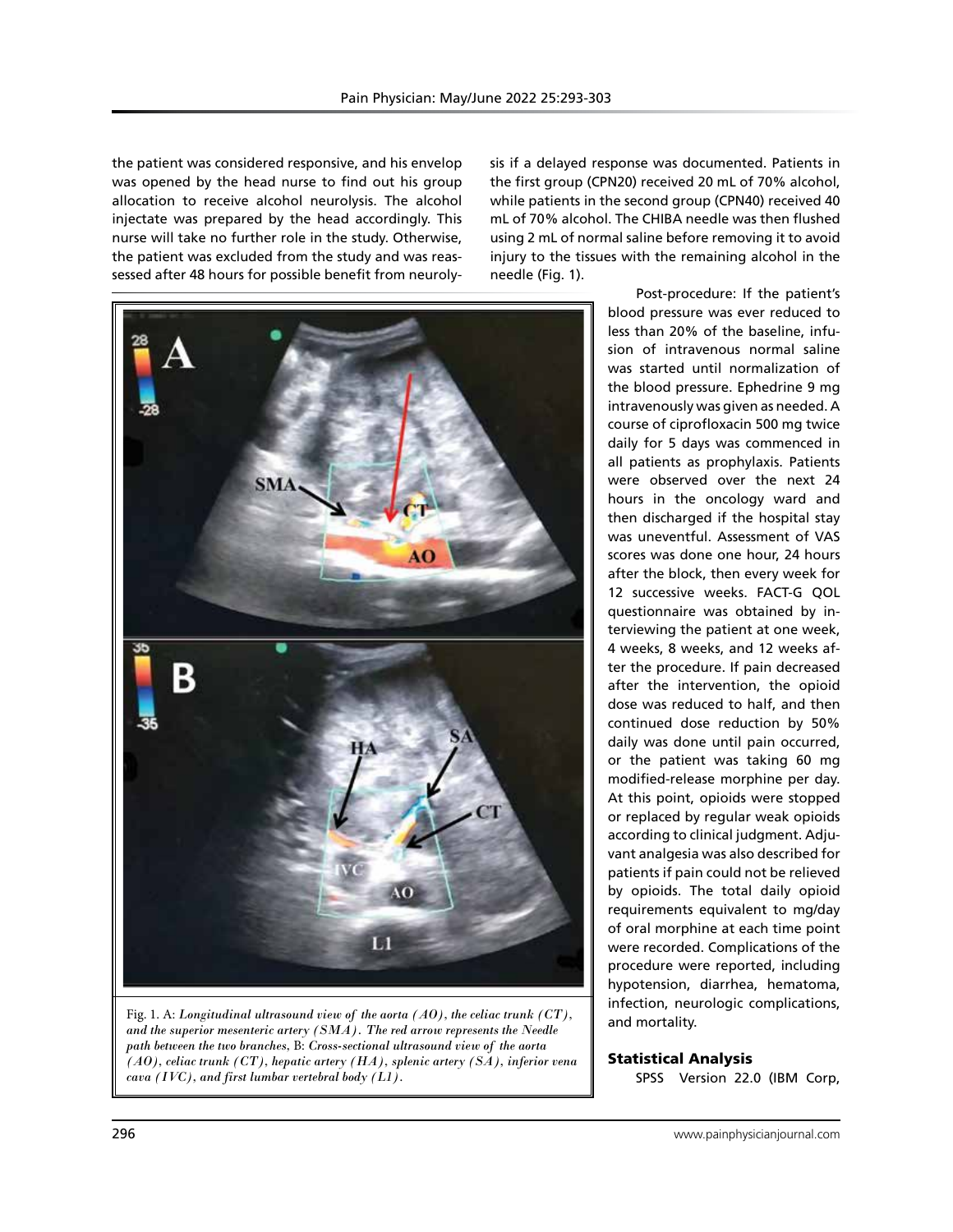the patient was considered responsive, and his envelop was opened by the head nurse to find out his group allocation to receive alcohol neurolysis. The alcohol injectate was prepared by the head accordingly. This nurse will take no further role in the study. Otherwise, the patient was excluded from the study and was reassessed after 48 hours for possible benefit from neurolysis if a delayed response was documented. Patients in the first group (CPN20) received 20 mL of 70% alcohol, while patients in the second group (CPN40) received 40 mL of 70% alcohol. The CHIBA needle was then flushed using 2 mL of normal saline before removing it to avoid injury to the tissues with the remaining alcohol in the needle (Fig. 1).

Fig. 1. A: *Longitudinal ultrasound view of the aorta (AO), the celiac trunk (CT), and the superior mesenteric artery (SMA). The red arrow represents the Needle path between the two branches,* B: *Cross-sectional ultrasound view of the aorta (AO), celiac trunk (CT), hepatic artery (HA), splenic artery (SA), inferior vena cava (IVC), and first lumbar vertebral body (L1).*

Post-procedure: If the patient's blood pressure was ever reduced to less than 20% of the baseline, infusion of intravenous normal saline was started until normalization of the blood pressure. Ephedrine 9 mg intravenously was given as needed. A course of ciprofloxacin 500 mg twice daily for 5 days was commenced in all patients as prophylaxis. Patients were observed over the next 24 hours in the oncology ward and then discharged if the hospital stay was uneventful. Assessment of VAS scores was done one hour, 24 hours after the block, then every week for 12 successive weeks. FACT-G QOL questionnaire was obtained by interviewing the patient at one week, 4 weeks, 8 weeks, and 12 weeks after the procedure. If pain decreased after the intervention, the opioid dose was reduced to half, and then continued dose reduction by 50% daily was done until pain occurred, or the patient was taking 60 mg modified-release morphine per day. At this point, opioids were stopped or replaced by regular weak opioids according to clinical judgment. Adjuvant analgesia was also described for patients if pain could not be relieved by opioids. The total daily opioid requirements equivalent to mg/day of oral morphine at each time point were recorded. Complications of the procedure were reported, including hypotension, diarrhea, hematoma, infection, neurologic complications, and mortality.

## Statistical Analysis

SPSS Version 22.0 (IBM Corp,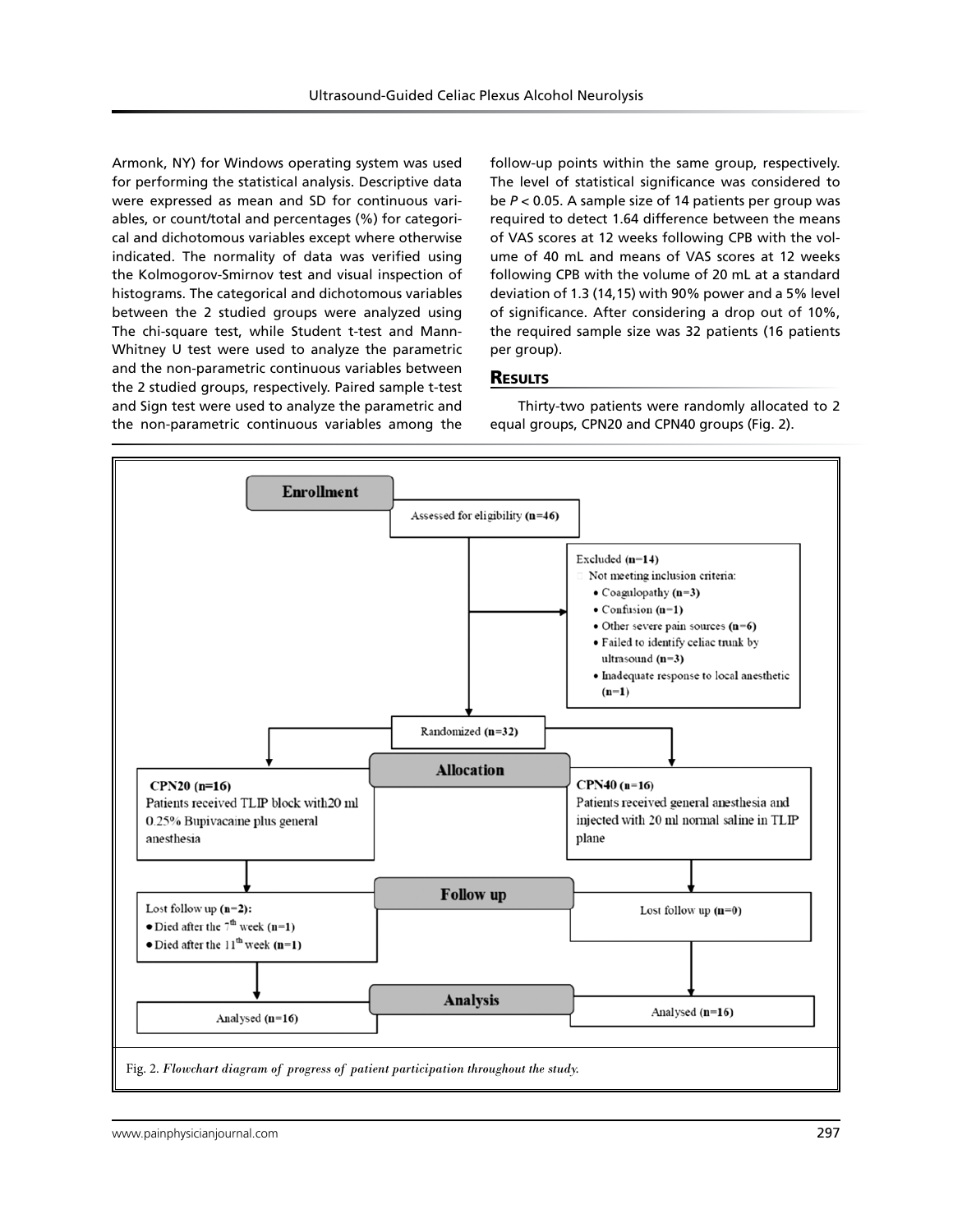Armonk, NY) for Windows operating system was used for performing the statistical analysis. Descriptive data were expressed as mean and SD for continuous variables, or count/total and percentages (%) for categorical and dichotomous variables except where otherwise indicated. The normality of data was verified using the Kolmogorov-Smirnov test and visual inspection of histograms. The categorical and dichotomous variables between the 2 studied groups were analyzed using The chi-square test, while Student t-test and Mann-Whitney U test were used to analyze the parametric and the non-parametric continuous variables between the 2 studied groups, respectively. Paired sample t-test and Sign test were used to analyze the parametric and the non-parametric continuous variables among the follow-up points within the same group, respectively. The level of statistical significance was considered to be $P < 0.05$. A sample size of 14 patients per group was required to detect 1.64 difference between the means of VAS scores at 12 weeks following CPB with the volume of 40 mL and means of VAS scores at 12 weeks following CPB with the volume of 20 mL at a standard deviation of 1.3 (14,15) with 90% power and a 5% level of significance. After considering a drop out of 10%, the required sample size was 32 patients (16 patients per group).

## Results

Thirty-two patients were randomly allocated to 2 equal groups, CPN20 and CPN40 groups (Fig. 2).

**Enrollment**

Assessed for eligibility **(n=46)**

Excluded **(n=14)**
- Not meeting inclusion criteria:
  - Coagulopathy **(n=3)**
  - Confusion **(n=1)**
  - Other severe pain sources **(n=6)**
  - Failed to identify celiac trunk by ultrasound **(n=3)**
  - Inadequate response to local anesthetic **(n=1)**

Randomized **(n=32)**

**Allocation**

**CPN20 (n=16)**
Patients received TLIP block with20 ml 0.25% Bupivacaine plus general anesthesia

**CPN40 (n=16)**
Patients received general anesthesia and injected with 20 ml normal saline in TLIP plane

**Follow up**

Lost follow up **(n=2)**:
- Died after the 7th week **(n=1)**
- Died after the 11th week **(n=1)**

Lost follow up **(n=0)**

**Analysis**

Analysed **(n=16)**

Analysed **(n=16)**

Fig. 2. *Flowchart diagram of progress of patient participation throughout the study.*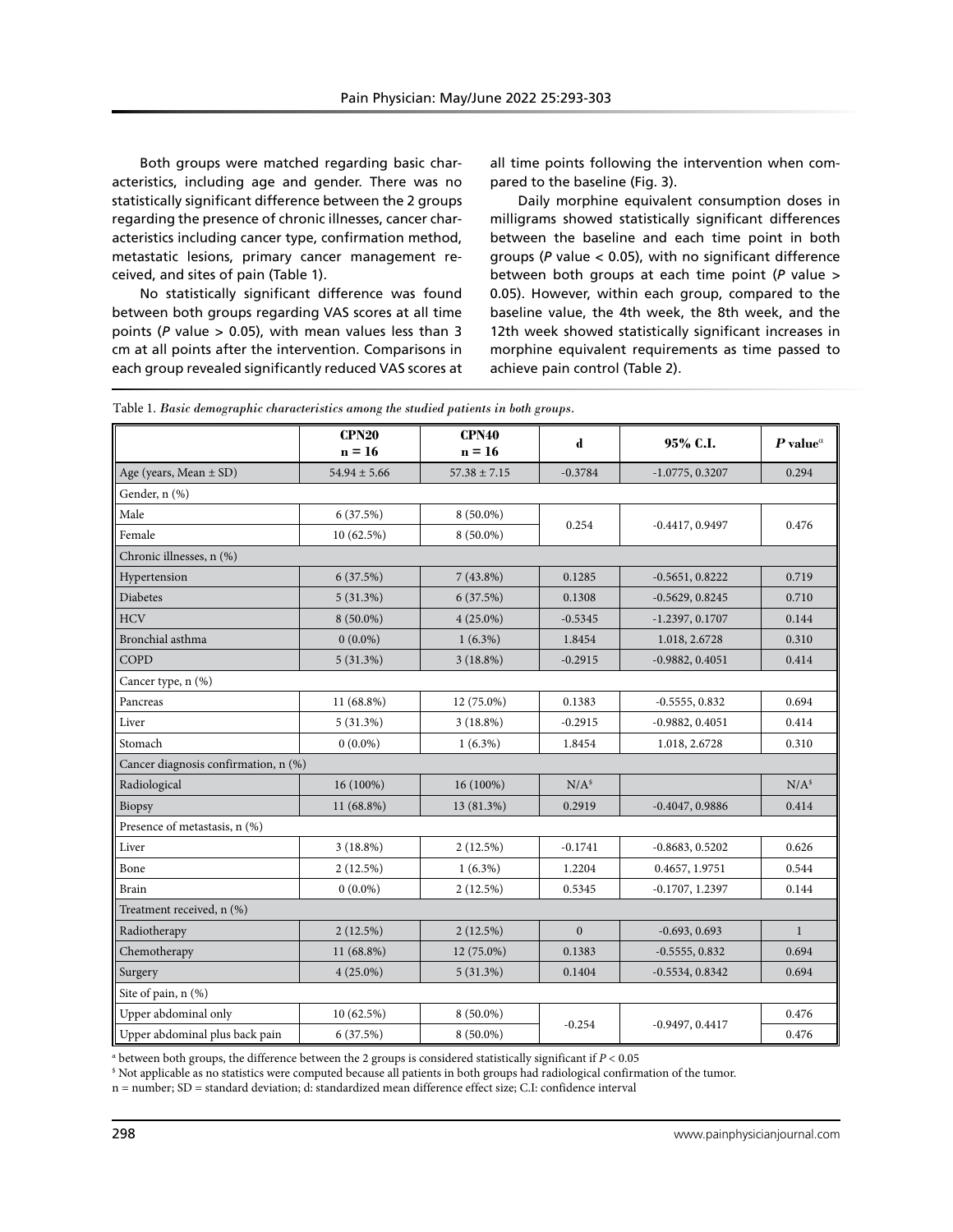Both groups were matched regarding basic characteristics, including age and gender. There was no statistically significant difference between the 2 groups regarding the presence of chronic illnesses, cancer characteristics including cancer type, confirmation method, metastatic lesions, primary cancer management received, and sites of pain (Table 1).

No statistically significant difference was found between both groups regarding VAS scores at all time points (*P* value > 0.05), with mean values less than 3 cm at all points after the intervention. Comparisons in each group revealed significantly reduced VAS scores at all time points following the intervention when compared to the baseline (Fig. 3).

Daily morphine equivalent consumption doses in milligrams showed statistically significant differences between the baseline and each time point in both groups (*P* value < 0.05), with no significant difference between both groups at each time point (*P* value > 0.05). However, within each group, compared to the baseline value, the 4th week, the 8th week, and the 12th week showed statistically significant increases in morphine equivalent requirements as time passed to achieve pain control (Table 2).

Table 1. *Basic demographic characteristics among the studied patients in both groups.*

| | CPN20 n = 16 | CPN40 n = 16 | d | 95% C.I. | *P* value[α] |
|---|---|---|---|---|---|
| Age (years, Mean ± SD) | 54.94 ± 5.66 | 57.38 ± 7.15 | -0.3784 | -1.0775, 0.3207 | 0.294 |
| Gender, n (%) | | | | | |
| Male | 6 (37.5%) | 8 (50.0%) | 0.254 | -0.4417, 0.9497 | 0.476 |
| Female | 10 (62.5%) | 8 (50.0%) | | | |
| Chronic illnesses, n (%) | | | | | |
| Hypertension | 6 (37.5%) | 7 (43.8%) | 0.1285 | -0.5651, 0.8222 | 0.719 |
| Diabetes | 5 (31.3%) | 6 (37.5%) | 0.1308 | -0.5629, 0.8245 | 0.710 |
| HCV | 8 (50.0%) | 4 (25.0%) | -0.5345 | -1.2397, 0.1707 | 0.144 |
| Bronchial asthma | 0 (0.0%) | 1 (6.3%) | 1.8454 | 1.018, 2.6728 | 0.310 |
| COPD | 5 (31.3%) | 3 (18.8%) | -0.2915 | -0.9882, 0.4051 | 0.414 |
| Cancer type, n (%) | | | | | |
| Pancreas | 11 (68.8%) | 12 (75.0%) | 0.1383 | -0.5555, 0.832 | 0.694 |
| Liver | 5 (31.3%) | 3 (18.8%) | -0.2915 | -0.9882, 0.4051 | 0.414 |
| Stomach | 0 (0.0%) | 1 (6.3%) | 1.8454 | 1.018, 2.6728 | 0.310 |
| Cancer diagnosis confirmation, n (%) | | | | | |
| Radiological | 16 (100%) | 16 (100%) | N/A[$] | | N/A[$] |
| Biopsy | 11 (68.8%) | 13 (81.3%) | 0.2919 | -0.4047, 0.9886 | 0.414 |
| Presence of metastasis, n (%) | | | | | |
| Liver | 3 (18.8%) | 2 (12.5%) | -0.1741 | -0.8683, 0.5202 | 0.626 |
| Bone | 2 (12.5%) | 1 (6.3%) | 1.2204 | 0.4657, 1.9751 | 0.544 |
| Brain | 0 (0.0%) | 2 (12.5%) | 0.5345 | -0.1707, 1.2397 | 0.144 |
| Treatment received, n (%) | | | | | |
| Radiotherapy | 2 (12.5%) | 2 (12.5%) | 0 | -0.693, 0.693 | 1 |
| Chemotherapy | 11 (68.8%) | 12 (75.0%) | 0.1383 | -0.5555, 0.832 | 0.694 |
| Surgery | 4 (25.0%) | 5 (31.3%) | 0.1404 | -0.5534, 0.8342 | 0.694 |
| Site of pain, n (%) | | | | | |
| Upper abdominal only | 10 (62.5%) | 8 (50.0%) | -0.254 | -0.9497, 0.4417 | 0.476 |
| Upper abdominal plus back pain | 6 (37.5%) | 8 (50.0%) | | | 0.476 |

[α] between both groups, the difference between the 2 groups is considered statistically significant if $P < 0.05$

[$] Not applicable as no statistics were computed because all patients in both groups had radiological confirmation of the tumor.

n = number; SD = standard deviation; d: standardized mean difference effect size; C.I: confidence interval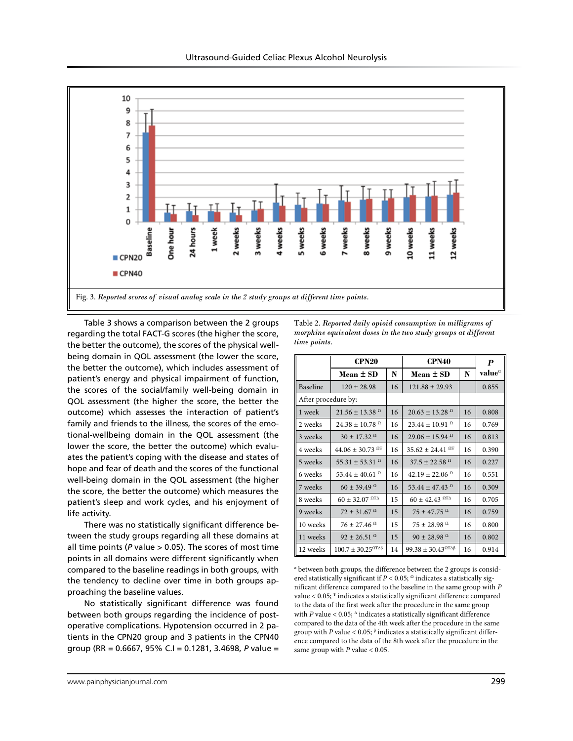Fig. 3. *Reported scores of visual analog scale in the 2 study groups at different time points.*

Table 3 shows a comparison between the 2 groups regarding the total FACT-G scores (the higher the score, the better the outcome), the scores of the physical well-being domain in QOL assessment (the lower the score, the better the outcome), which includes assessment of patient's energy and physical impairment of function, the scores of the social/family well-being domain in QOL assessment (the higher the score, the better the outcome) which assesses the interaction of patient's family and friends to the illness, the scores of the emotional-wellbeing domain in the QOL assessment (the lower the score, the better the outcome) which evaluates the patient's coping with the disease and states of hope and fear of death and the scores of the functional well-being domain in the QOL assessment (the higher the score, the better the outcome) which measures the patient's sleep and work cycles, and his enjoyment of life activity.

There was no statistically significant difference between the study groups regarding all these domains at all time points ($P$ value > 0.05). The scores of most time points in all domains were different significantly when compared to the baseline readings in both groups, with the tendency to decline over time in both groups approaching the baseline values.

No statistically significant difference was found between both groups regarding the incidence of postoperative complications. Hypotension occurred in 2 patients in the CPN20 group and 3 patients in the CPN40 group (RR = 0.6667, 95% C.I = 0.1281, 3.4698, $P$ value =

Table 2. *Reported daily opioid consumption in milligrams of morphine equivalent doses in the two study groups at different time points.*

| | CPN20 | | CPN40 | | $P$ value[α] |
|---|---|---|---|---|---|
| | Mean ± SD | N | Mean ± SD | N | |
| Baseline | 120 ± 28.98 | 16 | 121.88 ± 29.93 | | 0.855 |
| After procedure by: | | | | | |
| 1 week | 21.56 ± 13.38 [Ω] | 16 | 20.63 ± 13.28 [Ω] | 16 | 0.808 |
| 2 weeks | 24.38 ± 10.78 [Ω] | 16 | 23.44 ± 10.91 [Ω] | 16 | 0.769 |
| 3 weeks | 30 ± 17.32 [Ω] | 16 | 29.06 ± 15.94 [Ω] | 16 | 0.813 |
| 4 weeks | 44.06 ± 30.73 [ΩT] | 16 | 35.62 ± 24.41 [ΩT] | 16 | 0.390 |
| 5 weeks | 55.31 ± 53.31 [Ω] | 16 | 37.5 ± 22.58 [Ω] | 16 | 0.227 |
| 6 weeks | 53.44 ± 40.61 [Ω] | 16 | 42.19 ± 22.06 [Ω] | 16 | 0.551 |
| 7 weeks | 60 ± 39.49 [Ω] | 16 | 53.44 ± 47.43 [Ω] | 16 | 0.309 |
| 8 weeks | 60 ± 32.07 [ΩTΔ] | 15 | 60 ± 42.43 [ΩTΔ] | 16 | 0.705 |
| 9 weeks | 72 ± 31.67 [Ω] | 15 | 75 ± 47.75 [Ω] | 16 | 0.759 |
| 10 weeks | 76 ± 27.46 [Ω] | 15 | 75 ± 28.98 [Ω] | 16 | 0.800 |
| 11 weeks | 92 ± 26.51 [Ω] | 15 | 90 ± 28.98 [Ω] | 16 | 0.802 |
| 12 weeks | 100.7 ± 30.25[ΩTΔβ] | 14 | 99.38 ± 30.43[ΩTΔβ] | 16 | 0.914 |

[α] between both groups, the difference between the 2 groups is considered statistically significant if $P < 0.05$; [Ω] indicates a statistically significant difference compared to the baseline in the same group with $P$ value < 0.05; [T] indicates a statistically significant difference compared to the data of the first week after the procedure in the same group with $P$ value < 0.05; [Δ] indicates a statistically significant difference compared to the data of the 4th week after the procedure in the same group with $P$ value < 0.05; [β] indicates a statistically significant difference compared to the data of the 8th week after the procedure in the same group with $P$ value < 0.05.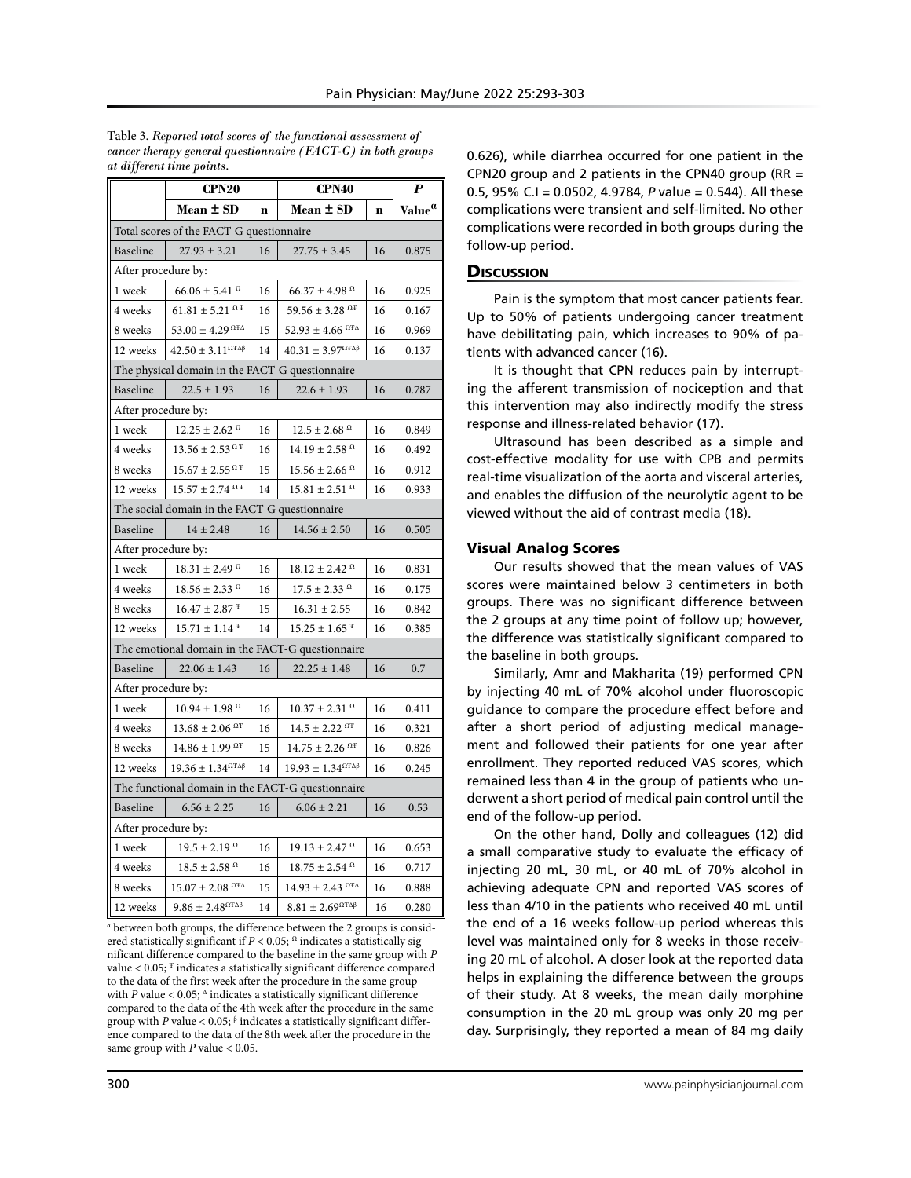Table 3. *Reported total scores of the functional assessment of cancer therapy general questionnaire (FACT-G) in both groups at different time points.*

| | CPN20 | | CPN40 | | P |
|---|---|---|---|---|---|
| | Mean ± SD | n | Mean ± SD | n | Value[a] |
| Total scores of the FACT-G questionnaire | | | | | |
| Baseline | 27.93 ± 3.21 | 16 | 27.75 ± 3.45 | 16 | 0.875 |
| After procedure by: | | | | | |
| 1 week | 66.06 ± 5.41 [Ω] | 16 | 66.37 ± 4.98 [Ω] | 16 | 0.925 |
| 4 weeks | 61.81 ± 5.21 [ΩŦ] | 16 | 59.56 ± 3.28 [ΩŦ] | 16 | 0.167 |
| 8 weeks | 53.00 ± 4.29 [ΩŦΔ] | 15 | 52.93 ± 4.66 [ΩŦΔ] | 16 | 0.969 |
| 12 weeks | 42.50 ± 3.11 [ΩŦΔβ] | 14 | 40.31 ± 3.97 [ΩŦΔβ] | 16 | 0.137 |
| The physical domain in the FACT-G questionnaire | | | | | |
| Baseline | 22.5 ± 1.93 | 16 | 22.6 ± 1.93 | 16 | 0.787 |
| After procedure by: | | | | | |
| 1 week | 12.25 ± 2.62 [Ω] | 16 | 12.5 ± 2.68 [Ω] | 16 | 0.849 |
| 4 weeks | 13.56 ± 2.53 [ΩŦ] | 16 | 14.19 ± 2.58 [Ω] | 16 | 0.492 |
| 8 weeks | 15.67 ± 2.55 [ΩŦ] | 15 | 15.56 ± 2.66 [Ω] | 16 | 0.912 |
| 12 weeks | 15.57 ± 2.74 [ΩŦ] | 14 | 15.81 ± 2.51 [Ω] | 16 | 0.933 |
| The social domain in the FACT-G questionnaire | | | | | |
| Baseline | 14 ± 2.48 | 16 | 14.56 ± 2.50 | 16 | 0.505 |
| After procedure by: | | | | | |
| 1 week | 18.31 ± 2.49 [Ω] | 16 | 18.12 ± 2.42 [Ω] | 16 | 0.831 |
| 4 weeks | 18.56 ± 2.33 [Ω] | 16 | 17.5 ± 2.33 [Ω] | 16 | 0.175 |
| 8 weeks | 16.47 ± 2.87 [Ŧ] | 15 | 16.31 ± 2.55 | 16 | 0.842 |
| 12 weeks | 15.71 ± 1.14 [Ŧ] | 14 | 15.25 ± 1.65 [Ŧ] | 16 | 0.385 |
| The emotional domain in the FACT-G questionnaire | | | | | |
| Baseline | 22.06 ± 1.43 | 16 | 22.25 ± 1.48 | 16 | 0.7 |
| After procedure by: | | | | | |
| 1 week | 10.94 ± 1.98 [Ω] | 16 | 10.37 ± 2.31 [Ω] | 16 | 0.411 |
| 4 weeks | 13.68 ± 2.06 [ΩŦ] | 16 | 14.5 ± 2.22 [ΩŦ] | 16 | 0.321 |
| 8 weeks | 14.86 ± 1.99 [ΩŦ] | 15 | 14.75 ± 2.26 [ΩŦ] | 16 | 0.826 |
| 12 weeks | 19.36 ± 1.34 [ΩŦΔβ] | 14 | 19.93 ± 1.34 [ΩŦΔβ] | 16 | 0.245 |
| The functional domain in the FACT-G questionnaire | | | | | |
| Baseline | 6.56 ± 2.25 | 16 | 6.06 ± 2.21 | 16 | 0.53 |
| After procedure by: | | | | | |
| 1 week | 19.5 ± 2.19 [Ω] | 16 | 19.13 ± 2.47 [Ω] | 16 | 0.653 |
| 4 weeks | 18.5 ± 2.58 [Ω] | 16 | 18.75 ± 2.54 [Ω] | 16 | 0.717 |
| 8 weeks | 15.07 ± 2.08 [ΩŦΔ] | 15 | 14.93 ± 2.43 [ΩŦΔ] | 16 | 0.888 |
| 12 weeks | 9.86 ± 2.48 [ΩŦΔβ] | 14 | 8.81 ± 2.69 [ΩŦΔβ] | 16 | 0.280 |

[a] between both groups, the difference between the 2 groups is considered statistically significant if $P < 0.05$; [Ω] indicates a statistically significant difference compared to the baseline in the same group with $P$ value $< 0.05$; [Ŧ] indicates a statistically significant difference compared to the data of the first week after the procedure in the same group with $P$ value $< 0.05$; [Δ] indicates a statistically significant difference compared to the data of the 4th week after the procedure in the same group with $P$ value $< 0.05$; [β] indicates a statistically significant difference compared to the data of the 8th week after the procedure in the same group with $P$ value $< 0.05$.

0.626), while diarrhea occurred for one patient in the CPN20 group and 2 patients in the CPN40 group (RR = 0.5, 95% C.I = 0.0502, 4.9784, *P* value = 0.544). All these complications were transient and self-limited. No other complications were recorded in both groups during the follow-up period.

## Discussion

Pain is the symptom that most cancer patients fear. Up to 50% of patients undergoing cancer treatment have debilitating pain, which increases to 90% of patients with advanced cancer (16).

It is thought that CPN reduces pain by interrupting the afferent transmission of nociception and that this intervention may also indirectly modify the stress response and illness-related behavior (17).

Ultrasound has been described as a simple and cost-effective modality for use with CPB and permits real-time visualization of the aorta and visceral arteries, and enables the diffusion of the neurolytic agent to be viewed without the aid of contrast media (18).

### Visual Analog Scores

Our results showed that the mean values of VAS scores were maintained below 3 centimeters in both groups. There was no significant difference between the 2 groups at any time point of follow up; however, the difference was statistically significant compared to the baseline in both groups.

Similarly, Amr and Makharita (19) performed CPN by injecting 40 mL of 70% alcohol under fluoroscopic guidance to compare the procedure effect before and after a short period of adjusting medical management and followed their patients for one year after enrollment. They reported reduced VAS scores, which remained less than 4 in the group of patients who underwent a short period of medical pain control until the end of the follow-up period.

On the other hand, Dolly and colleagues (12) did a small comparative study to evaluate the efficacy of injecting 20 mL, 30 mL, or 40 mL of 70% alcohol in achieving adequate CPN and reported VAS scores of less than 4/10 in the patients who received 40 mL until the end of a 16 weeks follow-up period whereas this level was maintained only for 8 weeks in those receiving 20 mL of alcohol. A closer look at the reported data helps in explaining the difference between the groups of their study. At 8 weeks, the mean daily morphine consumption in the 20 mL group was only 20 mg per day. Surprisingly, they reported a mean of 84 mg daily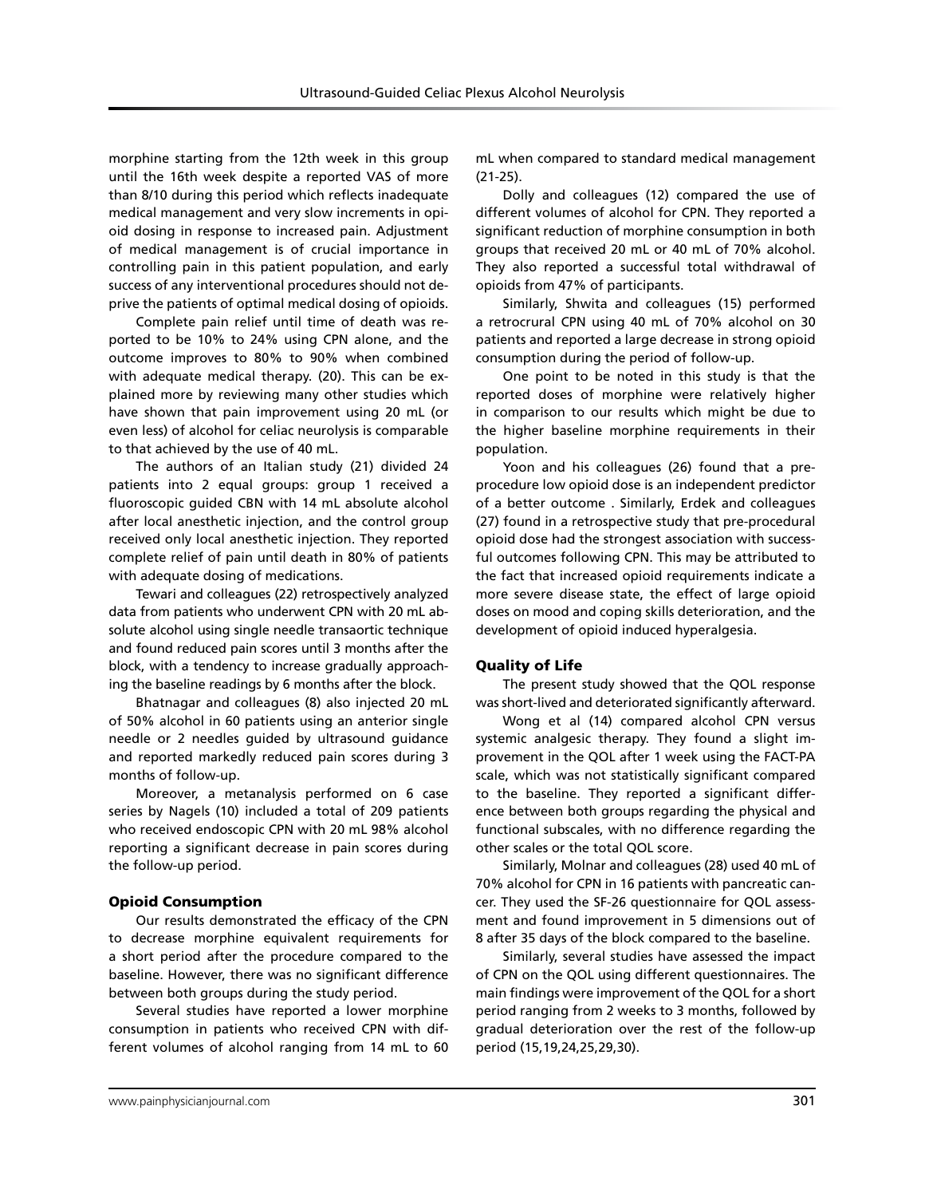morphine starting from the 12th week in this group until the 16th week despite a reported VAS of more than 8/10 during this period which reflects inadequate medical management and very slow increments in opioid dosing in response to increased pain. Adjustment of medical management is of crucial importance in controlling pain in this patient population, and early success of any interventional procedures should not deprive the patients of optimal medical dosing of opioids.

Complete pain relief until time of death was reported to be 10% to 24% using CPN alone, and the outcome improves to 80% to 90% when combined with adequate medical therapy. (20). This can be explained more by reviewing many other studies which have shown that pain improvement using 20 mL (or even less) of alcohol for celiac neurolysis is comparable to that achieved by the use of 40 mL.

The authors of an Italian study (21) divided 24 patients into 2 equal groups: group 1 received a fluoroscopic guided CBN with 14 mL absolute alcohol after local anesthetic injection, and the control group received only local anesthetic injection. They reported complete relief of pain until death in 80% of patients with adequate dosing of medications.

Tewari and colleagues (22) retrospectively analyzed data from patients who underwent CPN with 20 mL absolute alcohol using single needle transaortic technique and found reduced pain scores until 3 months after the block, with a tendency to increase gradually approaching the baseline readings by 6 months after the block.

Bhatnagar and colleagues (8) also injected 20 mL of 50% alcohol in 60 patients using an anterior single needle or 2 needles guided by ultrasound guidance and reported markedly reduced pain scores during 3 months of follow-up.

Moreover, a metanalysis performed on 6 case series by Nagels (10) included a total of 209 patients who received endoscopic CPN with 20 mL 98% alcohol reporting a significant decrease in pain scores during the follow-up period.

### Opioid Consumption

Our results demonstrated the efficacy of the CPN to decrease morphine equivalent requirements for a short period after the procedure compared to the baseline. However, there was no significant difference between both groups during the study period.

Several studies have reported a lower morphine consumption in patients who received CPN with different volumes of alcohol ranging from 14 mL to 60 mL when compared to standard medical management (21-25).

Dolly and colleagues (12) compared the use of different volumes of alcohol for CPN. They reported a significant reduction of morphine consumption in both groups that received 20 mL or 40 mL of 70% alcohol. They also reported a successful total withdrawal of opioids from 47% of participants.

Similarly, Shwita and colleagues (15) performed a retrocrural CPN using 40 mL of 70% alcohol on 30 patients and reported a large decrease in strong opioid consumption during the period of follow-up.

One point to be noted in this study is that the reported doses of morphine were relatively higher in comparison to our results which might be due to the higher baseline morphine requirements in their population.

Yoon and his colleagues (26) found that a pre-procedure low opioid dose is an independent predictor of a better outcome . Similarly, Erdek and colleagues (27) found in a retrospective study that pre-procedural opioid dose had the strongest association with successful outcomes following CPN. This may be attributed to the fact that increased opioid requirements indicate a more severe disease state, the effect of large opioid doses on mood and coping skills deterioration, and the development of opioid induced hyperalgesia.

### Quality of Life

The present study showed that the QOL response was short-lived and deteriorated significantly afterward.

Wong et al (14) compared alcohol CPN versus systemic analgesic therapy. They found a slight improvement in the QOL after 1 week using the FACT-PA scale, which was not statistically significant compared to the baseline. They reported a significant difference between both groups regarding the physical and functional subscales, with no difference regarding the other scales or the total QOL score.

Similarly, Molnar and colleagues (28) used 40 mL of 70% alcohol for CPN in 16 patients with pancreatic cancer. They used the SF-26 questionnaire for QOL assessment and found improvement in 5 dimensions out of 8 after 35 days of the block compared to the baseline.

Similarly, several studies have assessed the impact of CPN on the QOL using different questionnaires. The main findings were improvement of the QOL for a short period ranging from 2 weeks to 3 months, followed by gradual deterioration over the rest of the follow-up period (15,19,24,25,29,30).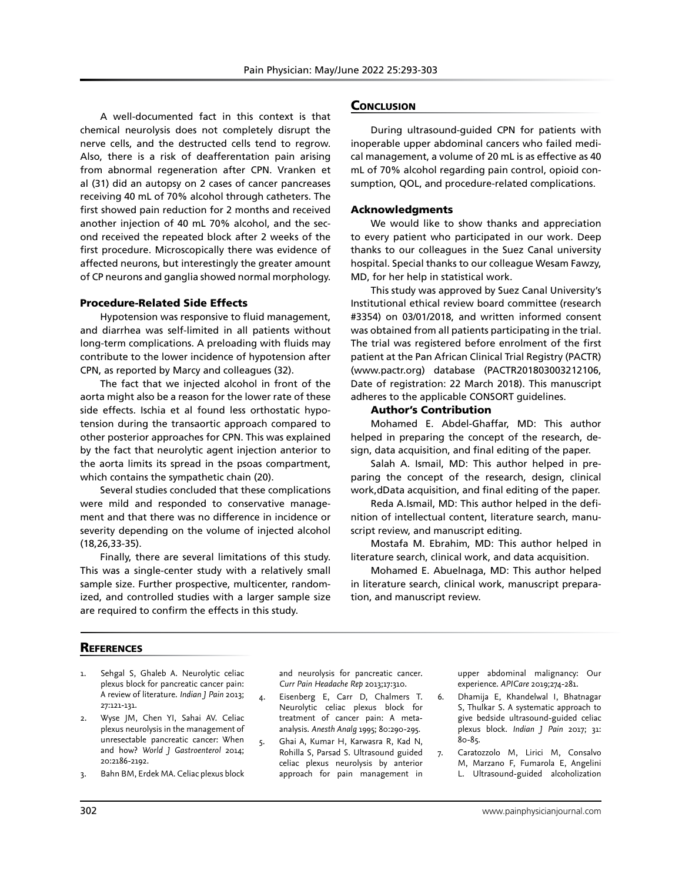A well-documented fact in this context is that chemical neurolysis does not completely disrupt the nerve cells, and the destructed cells tend to regrow. Also, there is a risk of deafferentation pain arising from abnormal regeneration after CPN. Vranken et al (31) did an autopsy on 2 cases of cancer pancreases receiving 40 mL of 70% alcohol through catheters. The first showed pain reduction for 2 months and received another injection of 40 mL 70% alcohol, and the second received the repeated block after 2 weeks of the first procedure. Microscopically there was evidence of affected neurons, but interestingly the greater amount of CP neurons and ganglia showed normal morphology.

### Procedure-Related Side Effects

Hypotension was responsive to fluid management, and diarrhea was self-limited in all patients without long-term complications. A preloading with fluids may contribute to the lower incidence of hypotension after CPN, as reported by Marcy and colleagues (32).

The fact that we injected alcohol in front of the aorta might also be a reason for the lower rate of these side effects. Ischia et al found less orthostatic hypotension during the transaortic approach compared to other posterior approaches for CPN. This was explained by the fact that neurolytic agent injection anterior to the aorta limits its spread in the psoas compartment, which contains the sympathetic chain (20).

Several studies concluded that these complications were mild and responded to conservative management and that there was no difference in incidence or severity depending on the volume of injected alcohol (18,26,33-35).

Finally, there are several limitations of this study. This was a single-center study with a relatively small sample size. Further prospective, multicenter, randomized, and controlled studies with a larger sample size are required to confirm the effects in this study.

## Conclusion

During ultrasound-guided CPN for patients with inoperable upper abdominal cancers who failed medical management, a volume of 20 mL is as effective as 40 mL of 70% alcohol regarding pain control, opioid consumption, QOL, and procedure-related complications.

### Acknowledgments

We would like to show thanks and appreciation to every patient who participated in our work. Deep thanks to our colleagues in the Suez Canal university hospital. Special thanks to our colleague Wesam Fawzy, MD, for her help in statistical work.

This study was approved by Suez Canal University's Institutional ethical review board committee (research #3354) on 03/01/2018, and written informed consent was obtained from all patients participating in the trial. The trial was registered before enrolment of the first patient at the Pan African Clinical Trial Registry (PACTR) (www.pactr.org) database (PACTR201803003212106, Date of registration: 22 March 2018). This manuscript adheres to the applicable CONSORT guidelines.

### Author's Contribution

Mohamed E. Abdel-Ghaffar, MD: This author helped in preparing the concept of the research, design, data acquisition, and final editing of the paper.

Salah A. Ismail, MD: This author helped in preparing the concept of the research, design, clinical work,dData acquisition, and final editing of the paper.

Reda A.Ismail, MD: This author helped in the definition of intellectual content, literature search, manuscript review, and manuscript editing.

Mostafa M. Ebrahim, MD: This author helped in literature search, clinical work, and data acquisition.

Mohamed E. Abuelnaga, MD: This author helped in literature search, clinical work, manuscript preparation, and manuscript review.

## References

1. Sehgal S, Ghaleb A. Neurolytic celiac plexus block for pancreatic cancer pain: A review of literature. *Indian J Pain* 2013; 27:121-131.
2. Wyse JM, Chen YI, Sahai AV. Celiac plexus neurolysis in the management of unresectable pancreatic cancer: When and how? *World J Gastroenterol* 2014; 20:2186-2192.
3. Bahn BM, Erdek MA. Celiac plexus block and neurolysis for pancreatic cancer. *Curr Pain Headache Rep* 2013;17:310.
4. Eisenberg E, Carr D, Chalmers T. Neurolytic celiac plexus block for treatment of cancer pain: A meta-analysis. *Anesth Analg* 1995; 80:290-295.
5. Ghai A, Kumar H, Karwasra R, Kad N, Rohilla S, Parsad S. Ultrasound guided celiac plexus neurolysis by anterior approach for pain management in upper abdominal malignancy: Our experience. *APICare* 2019;274-281.
6. Dhamija E, Khandelwal I, Bhatnagar S, Thulkar S. A systematic approach to give bedside ultrasound-guided celiac plexus block. *Indian J Pain* 2017; 31: 80-85.
7. Caratozzolo M, Lirici M, Consalvo M, Marzano F, Fumarola E, Angelini L. Ultrasound-guided alcoholization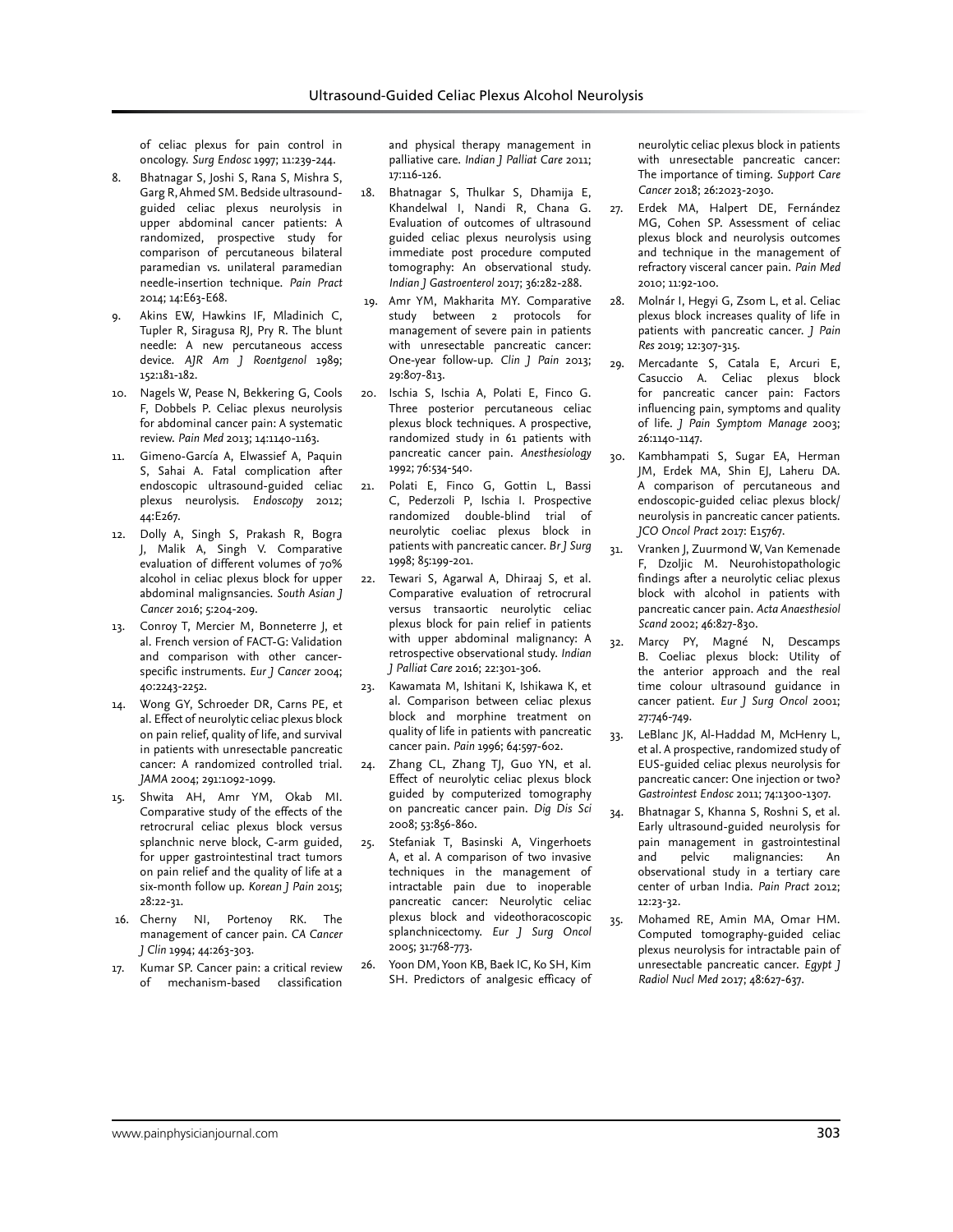of celiac plexus for pain control in oncology. *Surg Endosc* 1997; 11:239-244.

8. Bhatnagar S, Joshi S, Rana S, Mishra S, Garg R, Ahmed SM. Bedside ultrasound-guided celiac plexus neurolysis in upper abdominal cancer patients: A randomized, prospective study for comparison of percutaneous bilateral paramedian vs. unilateral paramedian needle-insertion technique. *Pain Pract* 2014; 14:E63-E68.
9. Akins EW, Hawkins IF, Mladinich C, Tupler R, Siragusa RJ, Pry R. The blunt needle: A new percutaneous access device. *AJR Am J Roentgenol* 1989; 152:181-182.
10. Nagels W, Pease N, Bekkering G, Cools F, Dobbels P. Celiac plexus neurolysis for abdominal cancer pain: A systematic review. *Pain Med* 2013; 14:1140-1163.
11. Gimeno-García A, Elwassief A, Paquin S, Sahai A. Fatal complication after endoscopic ultrasound-guided celiac plexus neurolysis. *Endoscopy* 2012; 44:E267.
12. Dolly A, Singh S, Prakash R, Bogra J, Malik A, Singh V. Comparative evaluation of different volumes of 70% alcohol in celiac plexus block for upper abdominal malignsancies. *South Asian J Cancer* 2016; 5:204-209.
13. Conroy T, Mercier M, Bonneterre J, et al. French version of FACT-G: Validation and comparison with other cancer-specific instruments. *Eur J Cancer* 2004; 40:2243-2252.
14. Wong GY, Schroeder DR, Carns PE, et al. Effect of neurolytic celiac plexus block on pain relief, quality of life, and survival in patients with unresectable pancreatic cancer: A randomized controlled trial. *JAMA* 2004; 291:1092-1099.
15. Shwita AH, Amr YM, Okab MI. Comparative study of the effects of the retrocrural celiac plexus block versus splanchnic nerve block, C-arm guided, for upper gastrointestinal tract tumors on pain relief and the quality of life at a six-month follow up. *Korean J Pain* 2015; 28:22-31.
16. Cherny NI, Portenoy RK. The management of cancer pain. *CA Cancer J Clin* 1994; 44:263-303.
17. Kumar SP. Cancer pain: a critical review of mechanism-based classification and physical therapy management in palliative care. *Indian J Palliat Care* 2011; 17:116-126.
18. Bhatnagar S, Thulkar S, Dhamija E, Khandelwal I, Nandi R, Chana G. Evaluation of outcomes of ultrasound guided celiac plexus neurolysis using immediate post procedure computed tomography: An observational study. *Indian J Gastroenterol* 2017; 36:282-288.
19. Amr YM, Makharita MY. Comparative study between 2 protocols for management of severe pain in patients with unresectable pancreatic cancer: One-year follow-up. *Clin J Pain* 2013; 29:807-813.
20. Ischia S, Ischia A, Polati E, Finco G. Three posterior percutaneous celiac plexus block techniques. A prospective, randomized study in 61 patients with pancreatic cancer pain. *Anesthesiology* 1992; 76:534-540.
21. Polati E, Finco G, Gottin L, Bassi C, Pederzoli P, Ischia I. Prospective randomized double-blind trial of neurolytic coeliac plexus block in patients with pancreatic cancer. *Br J Surg* 1998; 85:199-201.
22. Tewari S, Agarwal A, Dhiraaj S, et al. Comparative evaluation of retrocrural versus transaortic neurolytic celiac plexus block for pain relief in patients with upper abdominal malignancy: A retrospective observational study. *Indian J Palliat Care* 2016; 22:301-306.
23. Kawamata M, Ishitani K, Ishikawa K, et al. Comparison between celiac plexus block and morphine treatment on quality of life in patients with pancreatic cancer pain. *Pain* 1996; 64:597-602.
24. Zhang CL, Zhang TJ, Guo YN, et al. Effect of neurolytic celiac plexus block guided by computerized tomography on pancreatic cancer pain. *Dig Dis Sci* 2008; 53:856-860.
25. Stefaniak T, Basinski A, Vingerhoets A, et al. A comparison of two invasive techniques in the management of intractable pain due to inoperable pancreatic cancer: Neurolytic celiac plexus block and videothoracoscopic splanchnicectomy. *Eur J Surg Oncol* 2005; 31:768-773.
26. Yoon DM, Yoon KB, Baek IC, Ko SH, Kim SH. Predictors of analgesic efficacy of neurolytic celiac plexus block in patients with unresectable pancreatic cancer: The importance of timing. *Support Care Cancer* 2018; 26:2023-2030.
27. Erdek MA, Halpert DE, Fernández MG, Cohen SP. Assessment of celiac plexus block and neurolysis outcomes and technique in the management of refractory visceral cancer pain. *Pain Med* 2010; 11:92-100.
28. Molnár I, Hegyi G, Zsom L, et al. Celiac plexus block increases quality of life in patients with pancreatic cancer. *J Pain Res* 2019; 12:307-315.
29. Mercadante S, Catala E, Arcuri E, Casuccio A. Celiac plexus block for pancreatic cancer pain: Factors influencing pain, symptoms and quality of life. *J Pain Symptom Manage* 2003; 26:1140-1147.
30. Kambhampati S, Sugar EA, Herman JM, Erdek MA, Shin EJ, Laheru DA. A comparison of percutaneous and endoscopic-guided celiac plexus block/neurolysis in pancreatic cancer patients. *JCO Oncol Pract* 2017: E15767.
31. Vranken J, Zuurmond W, Van Kemenade F, Dzoljic M. Neurohistopathologic findings after a neurolytic celiac plexus block with alcohol in patients with pancreatic cancer pain. *Acta Anaesthesiol Scand* 2002; 46:827-830.
32. Marcy PY, Magné N, Descamps B. Coeliac plexus block: Utility of the anterior approach and the real time colour ultrasound guidance in cancer patient. *Eur J Surg Oncol* 2001; 27:746-749.
33. LeBlanc JK, Al-Haddad M, McHenry L, et al. A prospective, randomized study of EUS-guided celiac plexus neurolysis for pancreatic cancer: One injection or two? *Gastrointest Endosc* 2011; 74:1300-1307.
34. Bhatnagar S, Khanna S, Roshni S, et al. Early ultrasound-guided neurolysis for pain management in gastrointestinal and pelvic malignancies: An observational study in a tertiary care center of urban India. *Pain Pract* 2012; 12:23-32.
35. Mohamed RE, Amin MA, Omar HM. Computed tomography-guided celiac plexus neurolysis for intractable pain of unresectable pancreatic cancer. *Egypt J Radiol Nucl Med* 2017; 48:627-637.